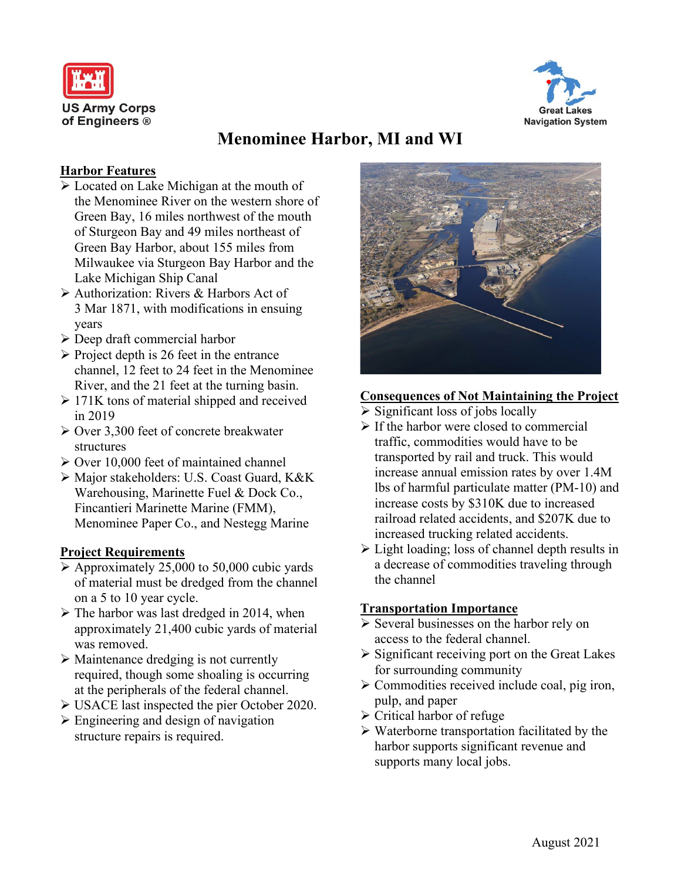US Army Corps of Engineers ®

Great Lakes Navigation System

# Menominee Harbor, MI and WI

## Harbor Features

- Located on Lake Michigan at the mouth of the Menominee River on the western shore of Green Bay, 16 miles northwest of the mouth of Sturgeon Bay and 49 miles northeast of Green Bay Harbor, about 155 miles from Milwaukee via Sturgeon Bay Harbor and the Lake Michigan Ship Canal
- Authorization: Rivers & Harbors Act of 3 Mar 1871, with modifications in ensuing years
- Deep draft commercial harbor
- Project depth is 26 feet in the entrance channel, 12 feet to 24 feet in the Menominee River, and the 21 feet at the turning basin.
- 171K tons of material shipped and received in 2019
- Over 3,300 feet of concrete breakwater structures
- Over 10,000 feet of maintained channel
- Major stakeholders: U.S. Coast Guard, K&K Warehousing, Marinette Fuel & Dock Co., Fincantieri Marinette Marine (FMM), Menominee Paper Co., and Nestegg Marine

## Project Requirements

- Approximately 25,000 to 50,000 cubic yards of material must be dredged from the channel on a 5 to 10 year cycle.
- The harbor was last dredged in 2014, when approximately 21,400 cubic yards of material was removed.
- Maintenance dredging is not currently required, though some shoaling is occurring at the peripherals of the federal channel.
- USACE last inspected the pier October 2020.
- Engineering and design of navigation structure repairs is required.

## Consequences of Not Maintaining the Project

- Significant loss of jobs locally
- If the harbor were closed to commercial traffic, commodities would have to be transported by rail and truck. This would increase annual emission rates by over 1.4M lbs of harmful particulate matter (PM-10) and increase costs by $310K due to increased railroad related accidents, and $207K due to increased trucking related accidents.
- Light loading; loss of channel depth results in a decrease of commodities traveling through the channel

## Transportation Importance

- Several businesses on the harbor rely on access to the federal channel.
- Significant receiving port on the Great Lakes for surrounding community
- Commodities received include coal, pig iron, pulp, and paper
- Critical harbor of refuge
- Waterborne transportation facilitated by the harbor supports significant revenue and supports many local jobs.

August 2021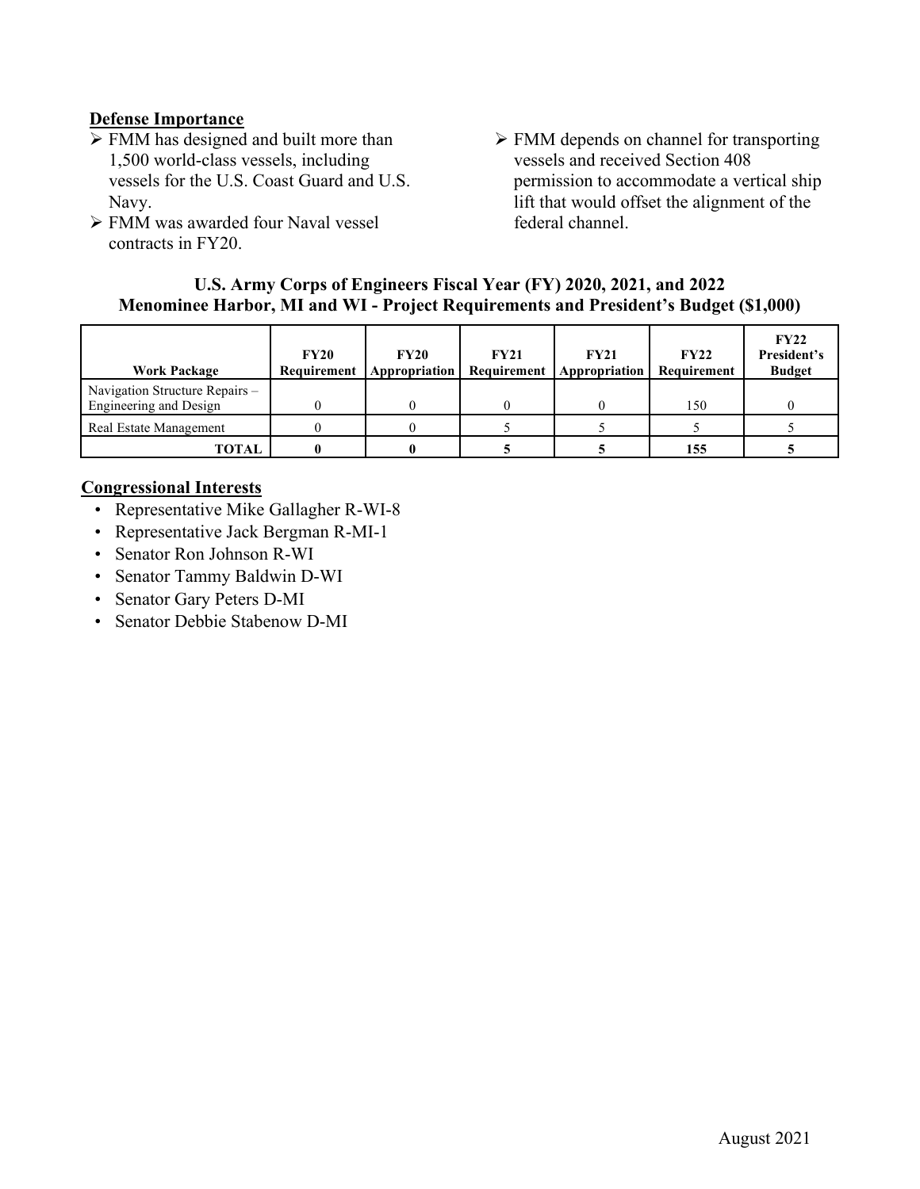**Defense Importance**

- FMM has designed and built more than 1,500 world-class vessels, including vessels for the U.S. Coast Guard and U.S. Navy.
- FMM was awarded four Naval vessel contracts in FY20.
- FMM depends on channel for transporting vessels and received Section 408 permission to accommodate a vertical ship lift that would offset the alignment of the federal channel.

**U.S. Army Corps of Engineers Fiscal Year (FY) 2020, 2021, and 2022**
**Menominee Harbor, MI and WI - Project Requirements and President's Budget ($1,000)**

| Work Package | FY20 Requirement | FY20 Appropriation | FY21 Requirement | FY21 Appropriation | FY22 Requirement | FY22 President's Budget |
|---|---|---|---|---|---|---|
| Navigation Structure Repairs – Engineering and Design | 0 | 0 | 0 | 0 | 150 | 0 |
| Real Estate Management | 0 | 0 | 5 | 5 | 5 | 5 |
| **TOTAL** | **0** | **0** | **5** | **5** | **155** | **5** |

**Congressional Interests**

- Representative Mike Gallagher R-WI-8
- Representative Jack Bergman R-MI-1
- Senator Ron Johnson R-WI
- Senator Tammy Baldwin D-WI
- Senator Gary Peters D-MI
- Senator Debbie Stabenow D-MI

August 2021